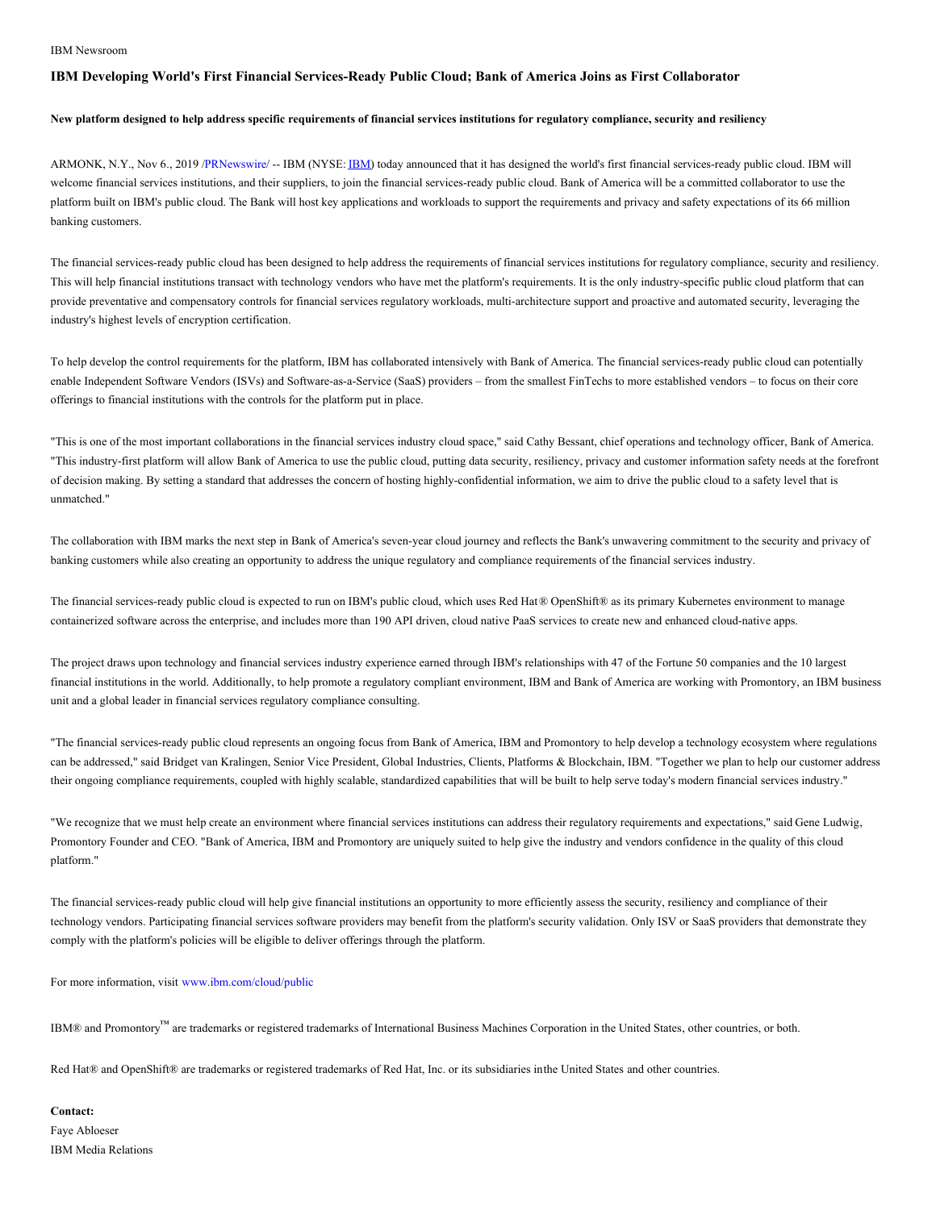IBM Newsroom

# IBM Developing World's First Financial Services-Ready Public Cloud; Bank of America Joins as First Collaborator

**New platform designed to help address specific requirements of financial services institutions for regulatory compliance, security and resiliency**

ARMONK, N.Y., Nov 6., 2019 /PRNewswire/ -- IBM (NYSE: IBM) today announced that it has designed the world's first financial services-ready public cloud. IBM will welcome financial services institutions, and their suppliers, to join the financial services-ready public cloud. Bank of America will be a committed collaborator to use the platform built on IBM's public cloud. The Bank will host key applications and workloads to support the requirements and privacy and safety expectations of its 66 million banking customers.

The financial services-ready public cloud has been designed to help address the requirements of financial services institutions for regulatory compliance, security and resiliency. This will help financial institutions transact with technology vendors who have met the platform's requirements. It is the only industry-specific public cloud platform that can provide preventative and compensatory controls for financial services regulatory workloads, multi-architecture support and proactive and automated security, leveraging the industry's highest levels of encryption certification.

To help develop the control requirements for the platform, IBM has collaborated intensively with Bank of America. The financial services-ready public cloud can potentially enable Independent Software Vendors (ISVs) and Software-as-a-Service (SaaS) providers – from the smallest FinTechs to more established vendors – to focus on their core offerings to financial institutions with the controls for the platform put in place.

"This is one of the most important collaborations in the financial services industry cloud space," said Cathy Bessant, chief operations and technology officer, Bank of America. "This industry-first platform will allow Bank of America to use the public cloud, putting data security, resiliency, privacy and customer information safety needs at the forefront of decision making. By setting a standard that addresses the concern of hosting highly-confidential information, we aim to drive the public cloud to a safety level that is unmatched."

The collaboration with IBM marks the next step in Bank of America's seven-year cloud journey and reflects the Bank's unwavering commitment to the security and privacy of banking customers while also creating an opportunity to address the unique regulatory and compliance requirements of the financial services industry.

The financial services-ready public cloud is expected to run on IBM's public cloud, which uses Red Hat® OpenShift® as its primary Kubernetes environment to manage containerized software across the enterprise, and includes more than 190 API driven, cloud native PaaS services to create new and enhanced cloud-native apps.

The project draws upon technology and financial services industry experience earned through IBM's relationships with 47 of the Fortune 50 companies and the 10 largest financial institutions in the world. Additionally, to help promote a regulatory compliant environment, IBM and Bank of America are working with Promontory, an IBM business unit and a global leader in financial services regulatory compliance consulting.

"The financial services-ready public cloud represents an ongoing focus from Bank of America, IBM and Promontory to help develop a technology ecosystem where regulations can be addressed," said Bridget van Kralingen, Senior Vice President, Global Industries, Clients, Platforms & Blockchain, IBM. "Together we plan to help our customer address their ongoing compliance requirements, coupled with highly scalable, standardized capabilities that will be built to help serve today's modern financial services industry."

"We recognize that we must help create an environment where financial services institutions can address their regulatory requirements and expectations," said Gene Ludwig, Promontory Founder and CEO. "Bank of America, IBM and Promontory are uniquely suited to help give the industry and vendors confidence in the quality of this cloud platform."

The financial services-ready public cloud will help give financial institutions an opportunity to more efficiently assess the security, resiliency and compliance of their technology vendors. Participating financial services software providers may benefit from the platform's security validation. Only ISV or SaaS providers that demonstrate they comply with the platform's policies will be eligible to deliver offerings through the platform.

For more information, visit www.ibm.com/cloud/public

IBM® and Promontory™ are trademarks or registered trademarks of International Business Machines Corporation in the United States, other countries, or both.

Red Hat® and OpenShift® are trademarks or registered trademarks of Red Hat, Inc. or its subsidiaries inthe United States and other countries.

**Contact:**
Faye Abloeser
IBM Media Relations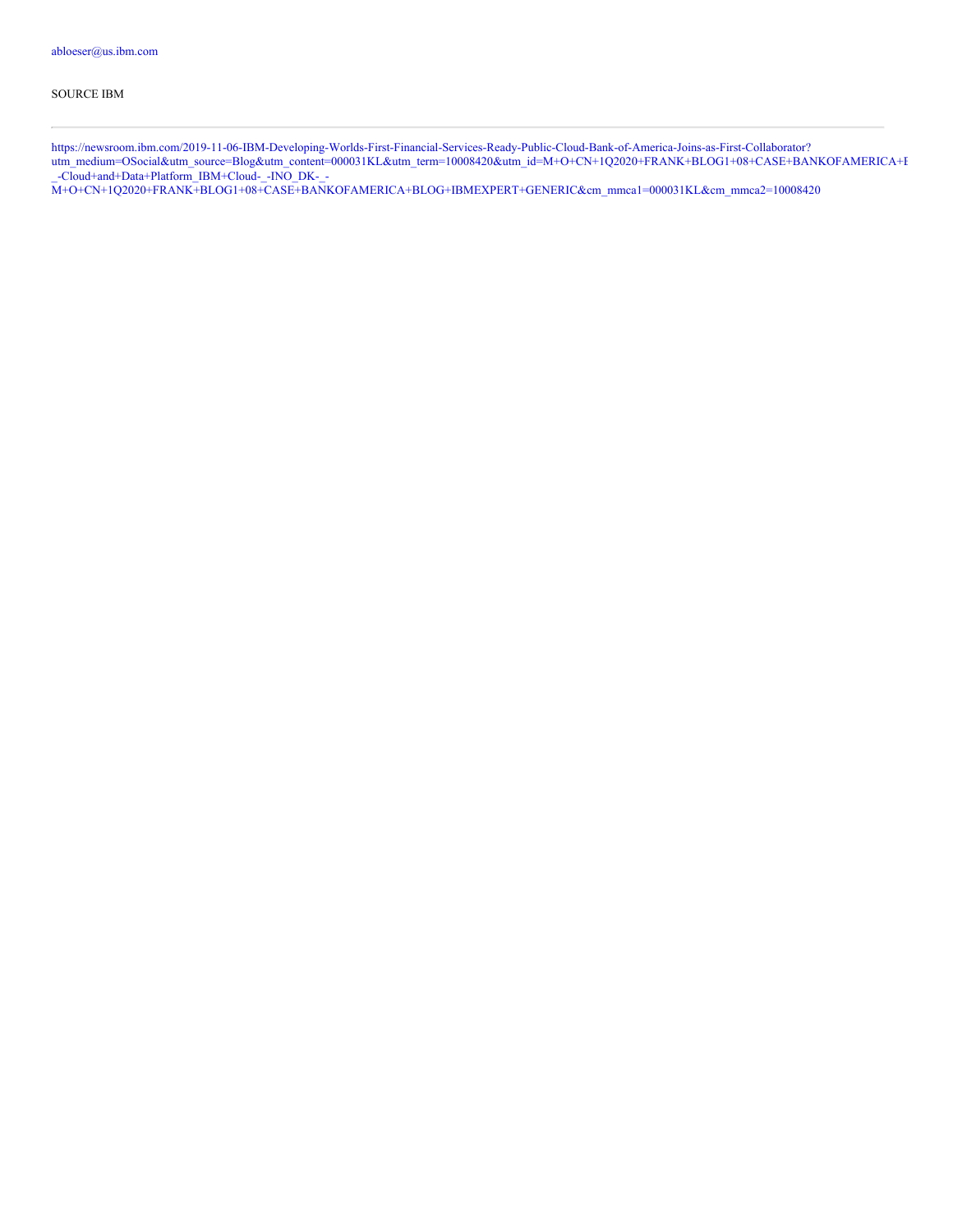abloeser@us.ibm.com

SOURCE IBM

---

https://newsroom.ibm.com/2019-11-06-IBM-Developing-Worlds-First-Financial-Services-Ready-Public-Cloud-Bank-of-America-Joins-as-First-Collaborator?utm_medium=OSocial&utm_source=Blog&utm_content=000031KL&utm_term=10008420&utm_id=M+O+CN+1Q2020+FRANK+BLOG1+08+CASE+BANKOFAMERICA+I_-Cloud+and+Data+Platform_IBM+Cloud-_-INO_DK-_-M+O+CN+1Q2020+FRANK+BLOG1+08+CASE+BANKOFAMERICA+BLOG+IBMEXPERT+GENERIC&cm_mmca1=000031KL&cm_mmca2=10008420